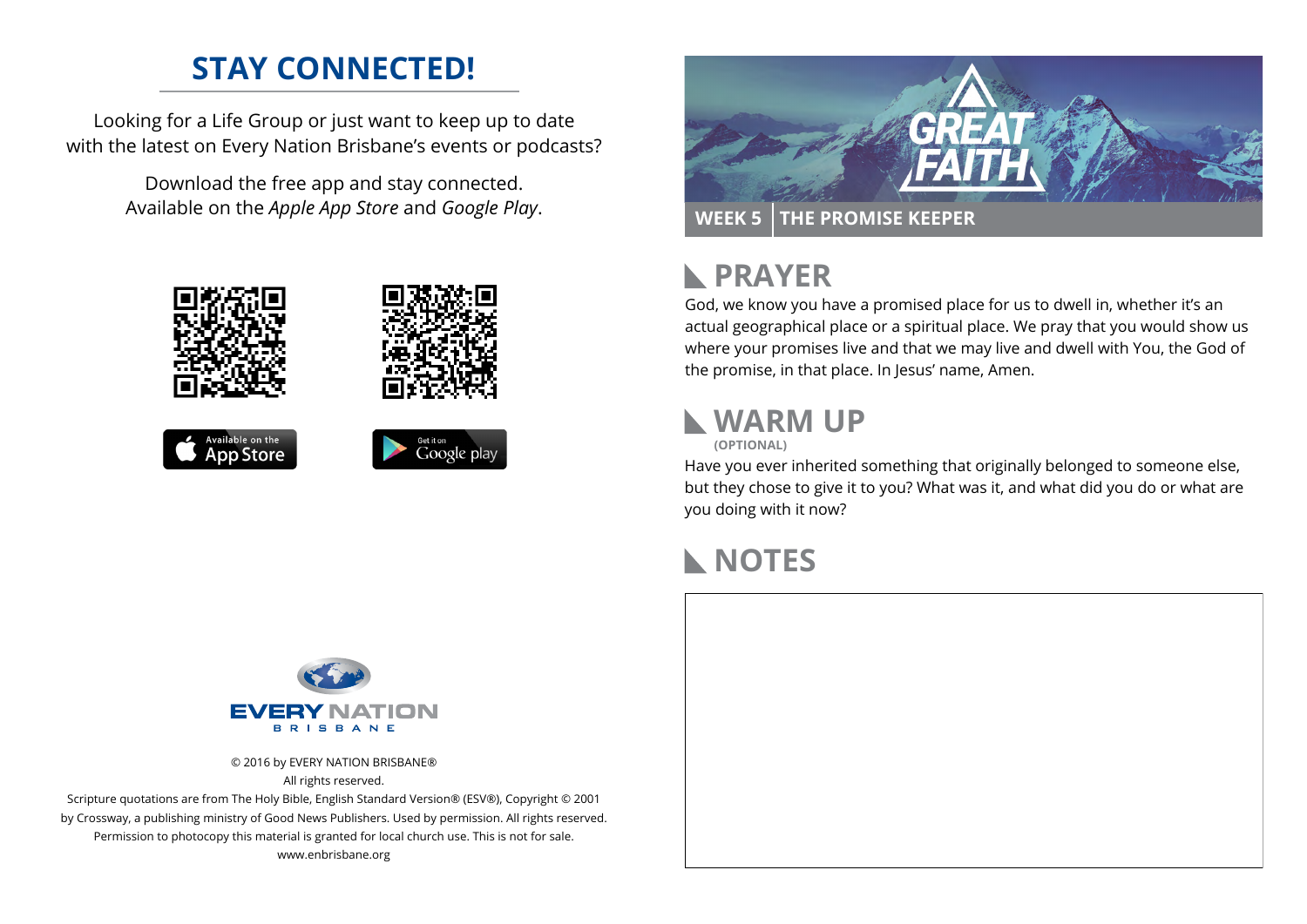# STAY CONNECTED!

Looking for a Life Group or just want to keep up to date with the latest on Every Nation Brisbane's events or podcasts?

Download the free app and stay connected. Available on the *Apple App Store* and *Google Play*.

Available on the App Store

Get it on Google play

EVERY NATION BRISBANE

© 2016 by EVERY NATION BRISBANE®
All rights reserved.
Scripture quotations are from The Holy Bible, English Standard Version® (ESV®), Copyright © 2001 by Crossway, a publishing ministry of Good News Publishers. Used by permission. All rights reserved.
Permission to photocopy this material is granted for local church use. This is not for sale.
www.enbrisbane.org

GREAT FAITH

**WEEK 5** | **THE PROMISE KEEPER**

## PRAYER

God, we know you have a promised place for us to dwell in, whether it's an actual geographical place or a spiritual place. We pray that you would show us where your promises live and that we may live and dwell with You, the God of the promise, in that place. In Jesus' name, Amen.

## WARM UP

**(OPTIONAL)**

Have you ever inherited something that originally belonged to someone else, but they chose to give it to you? What was it, and what did you do or what are you doing with it now?

## NOTES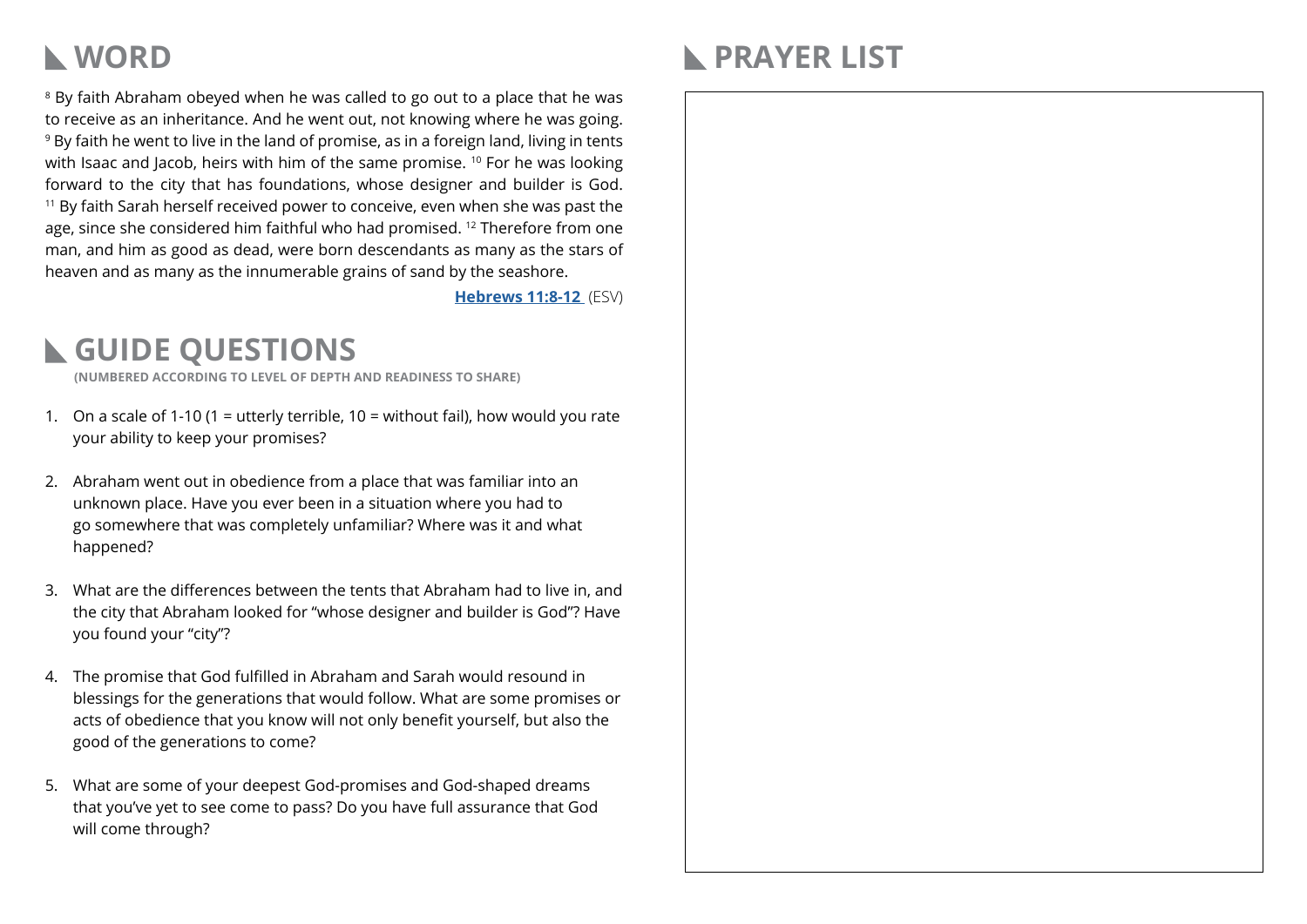## WORD

[8] By faith Abraham obeyed when he was called to go out to a place that he was to receive as an inheritance. And he went out, not knowing where he was going. [9] By faith he went to live in the land of promise, as in a foreign land, living in tents with Isaac and Jacob, heirs with him of the same promise. [10] For he was looking forward to the city that has foundations, whose designer and builder is God. [11] By faith Sarah herself received power to conceive, even when she was past the age, since she considered him faithful who had promised. [12] Therefore from one man, and him as good as dead, were born descendants as many as the stars of heaven and as many as the innumerable grains of sand by the seashore.

**Hebrews 11:8-12** (ESV)

## GUIDE QUESTIONS

**(NUMBERED ACCORDING TO LEVEL OF DEPTH AND READINESS TO SHARE)**

1. On a scale of 1-10 (1 = utterly terrible, 10 = without fail), how would you rate your ability to keep your promises?
2. Abraham went out in obedience from a place that was familiar into an unknown place. Have you ever been in a situation where you had to go somewhere that was completely unfamiliar? Where was it and what happened?
3. What are the differences between the tents that Abraham had to live in, and the city that Abraham looked for "whose designer and builder is God"? Have you found your "city"?
4. The promise that God fulfilled in Abraham and Sarah would resound in blessings for the generations that would follow. What are some promises or acts of obedience that you know will not only benefit yourself, but also the good of the generations to come?
5. What are some of your deepest God-promises and God-shaped dreams that you've yet to see come to pass? Do you have full assurance that God will come through?

## PRAYER LIST